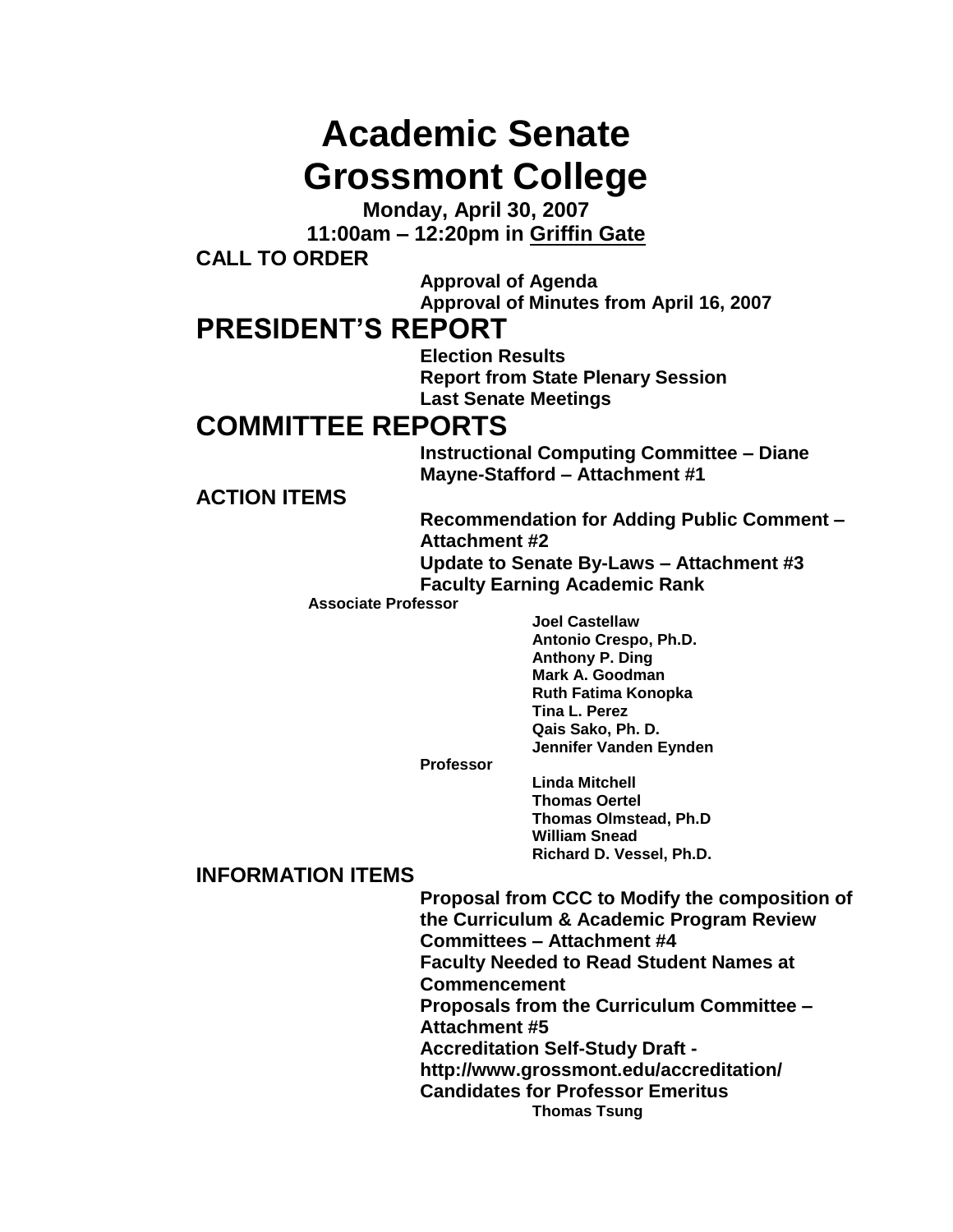# Academic Senate
# Grossmont College

**Monday, April 30, 2007**
**11:00am – 12:20pm in Griffin Gate**

**CALL TO ORDER**

- **Approval of Agenda**
- **Approval of Minutes from April 16, 2007**

## PRESIDENT'S REPORT

- **Election Results**
- **Report from State Plenary Session**
- **Last Senate Meetings**

## COMMITTEE REPORTS

- **Instructional Computing Committee – Diane Mayne-Stafford – Attachment #1**

**ACTION ITEMS**

- **Recommendation for Adding Public Comment – Attachment #2**
- **Update to Senate By-Laws – Attachment #3**
- **Faculty Earning Academic Rank**

**Associate Professor**

- **Joel Castellaw**
- **Antonio Crespo, Ph.D.**
- **Anthony P. Ding**
- **Mark A. Goodman**
- **Ruth Fatima Konopka**
- **Tina L. Perez**
- **Qais Sako, Ph. D.**
- **Jennifer Vanden Eynden**

**Professor**

- **Linda Mitchell**
- **Thomas Oertel**
- **Thomas Olmstead, Ph.D**
- **William Snead**
- **Richard D. Vessel, Ph.D.**

**INFORMATION ITEMS**

- **Proposal from CCC to Modify the composition of the Curriculum & Academic Program Review Committees – Attachment #4**
- **Faculty Needed to Read Student Names at Commencement**
- **Proposals from the Curriculum Committee – Attachment #5**
- **Accreditation Self-Study Draft - http://www.grossmont.edu/accreditation/**
- **Candidates for Professor Emeritus**
  - **Thomas Tsung**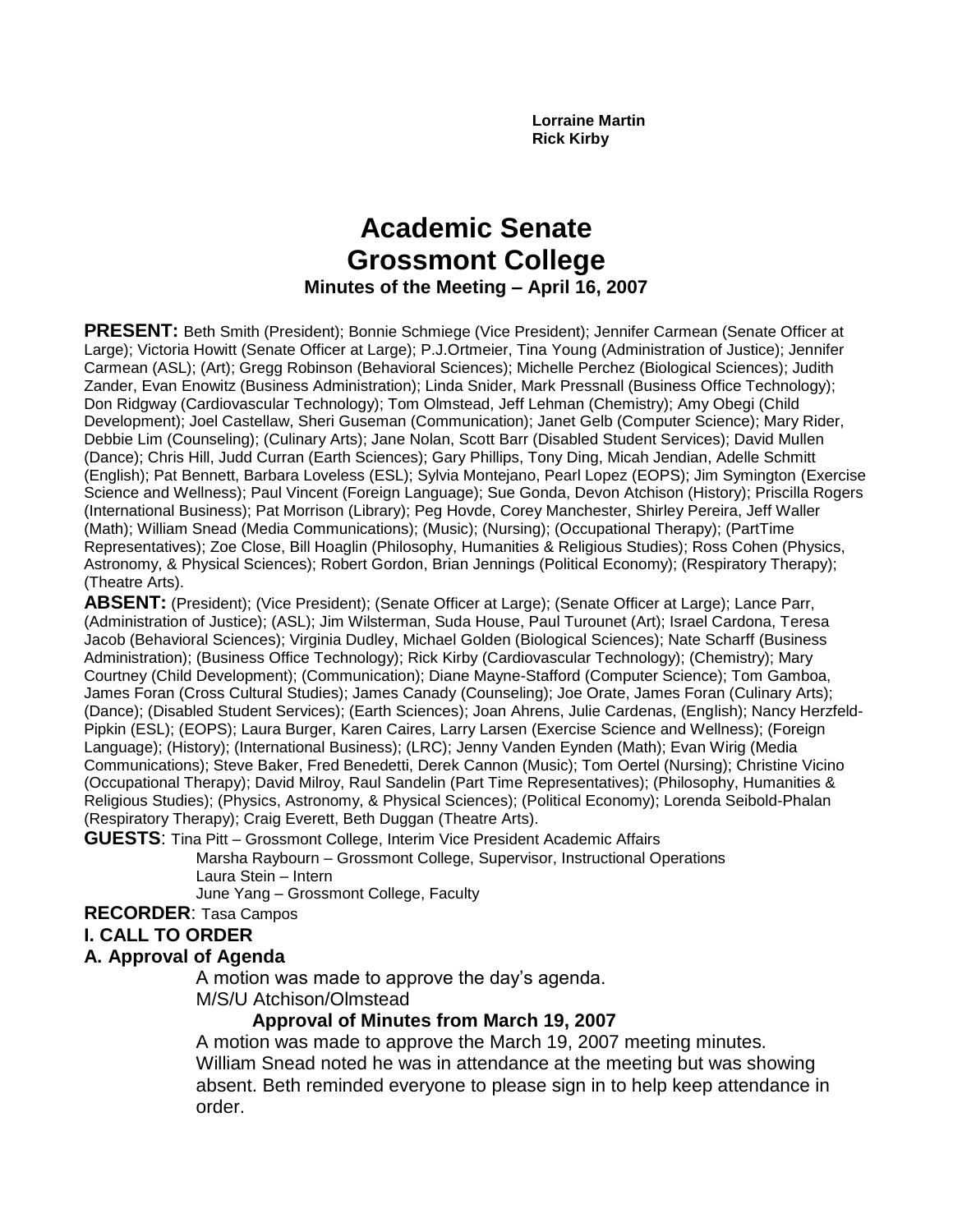**Lorraine Martin**
**Rick Kirby**

# Academic Senate
# Grossmont College
### Minutes of the Meeting – April 16, 2007

**PRESENT:** Beth Smith (President); Bonnie Schmiege (Vice President); Jennifer Carmean (Senate Officer at Large); Victoria Howitt (Senate Officer at Large); P.J.Ortmeier, Tina Young (Administration of Justice); Jennifer Carmean (ASL); (Art); Gregg Robinson (Behavioral Sciences); Michelle Perchez (Biological Sciences); Judith Zander, Evan Enowitz (Business Administration); Linda Snider, Mark Pressnall (Business Office Technology); Don Ridgway (Cardiovascular Technology); Tom Olmstead, Jeff Lehman (Chemistry); Amy Obegi (Child Development); Joel Castellaw, Sheri Guseman (Communication); Janet Gelb (Computer Science); Mary Rider, Debbie Lim (Counseling); (Culinary Arts); Jane Nolan, Scott Barr (Disabled Student Services); David Mullen (Dance); Chris Hill, Judd Curran (Earth Sciences); Gary Phillips, Tony Ding, Micah Jendian, Adelle Schmitt (English); Pat Bennett, Barbara Loveless (ESL); Sylvia Montejano, Pearl Lopez (EOPS); Jim Symington (Exercise Science and Wellness); Paul Vincent (Foreign Language); Sue Gonda, Devon Atchison (History); Priscilla Rogers (International Business); Pat Morrison (Library); Peg Hovde, Corey Manchester, Shirley Pereira, Jeff Waller (Math); William Snead (Media Communications); (Music); (Nursing); (Occupational Therapy); (PartTime Representatives); Zoe Close, Bill Hoaglin (Philosophy, Humanities & Religious Studies); Ross Cohen (Physics, Astronomy, & Physical Sciences); Robert Gordon, Brian Jennings (Political Economy); (Respiratory Therapy); (Theatre Arts).

**ABSENT:** (President); (Vice President); (Senate Officer at Large); (Senate Officer at Large); Lance Parr, (Administration of Justice); (ASL); Jim Wilsterman, Suda House, Paul Turounet (Art); Israel Cardona, Teresa Jacob (Behavioral Sciences); Virginia Dudley, Michael Golden (Biological Sciences); Nate Scharff (Business Administration); (Business Office Technology); Rick Kirby (Cardiovascular Technology); (Chemistry); Mary Courtney (Child Development); (Communication); Diane Mayne-Stafford (Computer Science); Tom Gamboa, James Foran (Cross Cultural Studies); James Canady (Counseling); Joe Orate, James Foran (Culinary Arts); (Dance); (Disabled Student Services); (Earth Sciences); Joan Ahrens, Julie Cardenas, (English); Nancy Herzfeld-Pipkin (ESL); (EOPS); Laura Burger, Karen Caires, Larry Larsen (Exercise Science and Wellness); (Foreign Language); (History); (International Business); (LRC); Jenny Vanden Eynden (Math); Evan Wirig (Media Communications); Steve Baker, Fred Benedetti, Derek Cannon (Music); Tom Oertel (Nursing); Christine Vicino (Occupational Therapy); David Milroy, Raul Sandelin (Part Time Representatives); (Philosophy, Humanities & Religious Studies); (Physics, Astronomy, & Physical Sciences); (Political Economy); Lorenda Seibold-Phalan (Respiratory Therapy); Craig Everett, Beth Duggan (Theatre Arts).

**GUESTS**: Tina Pitt – Grossmont College, Interim Vice President Academic Affairs
Marsha Raybourn – Grossmont College, Supervisor, Instructional Operations
Laura Stein – Intern
June Yang – Grossmont College, Faculty

**RECORDER**: Tasa Campos

**I. CALL TO ORDER**

**A. Approval of Agenda**

A motion was made to approve the day's agenda.
M/S/U Atchison/Olmstead

**Approval of Minutes from March 19, 2007**

A motion was made to approve the March 19, 2007 meeting minutes. William Snead noted he was in attendance at the meeting but was showing absent. Beth reminded everyone to please sign in to help keep attendance in order.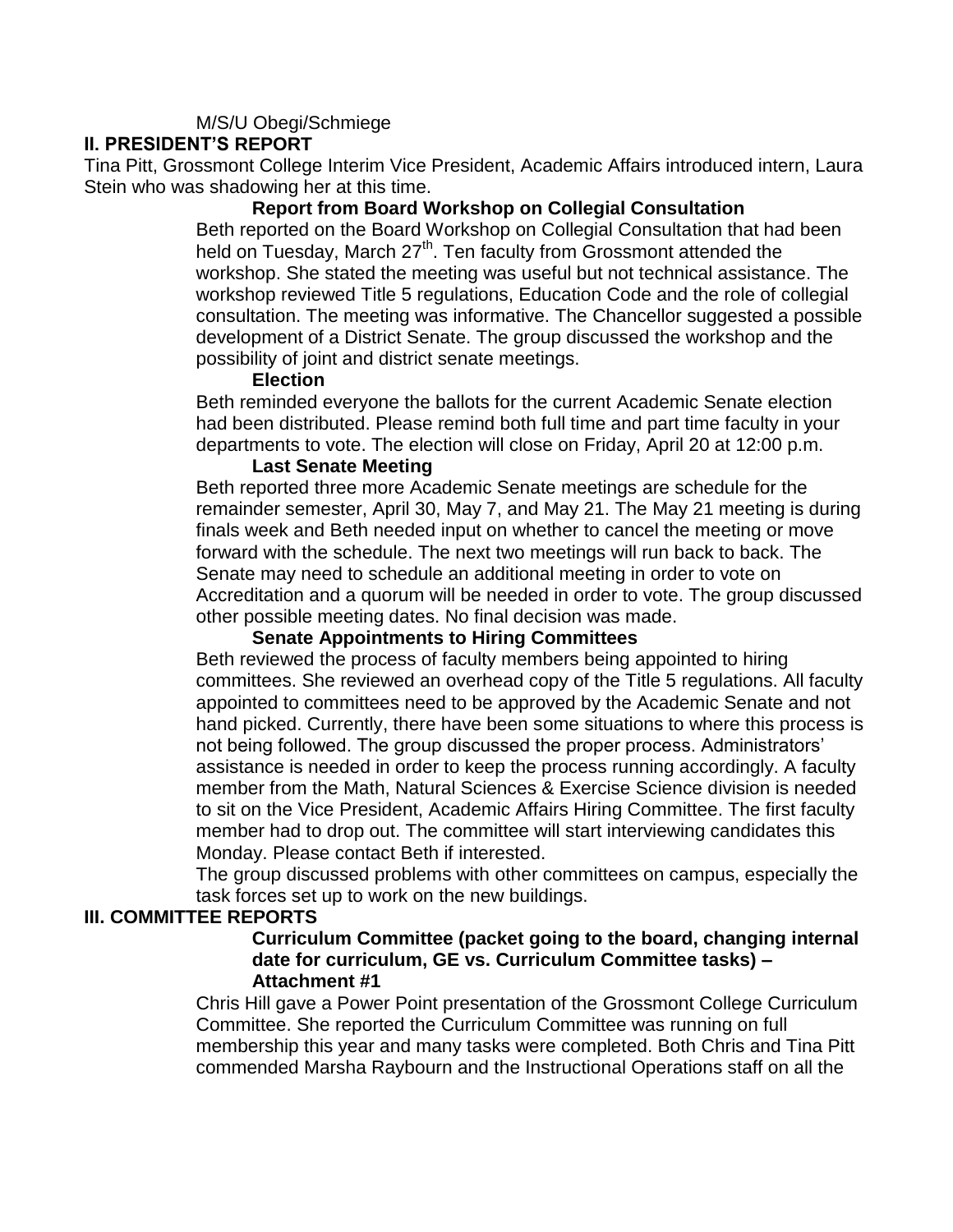M/S/U Obegi/Schmiege

## II. PRESIDENT'S REPORT

Tina Pitt, Grossmont College Interim Vice President, Academic Affairs introduced intern, Laura Stein who was shadowing her at this time.

### Report from Board Workshop on Collegial Consultation

Beth reported on the Board Workshop on Collegial Consultation that had been held on Tuesday, March 27th. Ten faculty from Grossmont attended the workshop. She stated the meeting was useful but not technical assistance. The workshop reviewed Title 5 regulations, Education Code and the role of collegial consultation. The meeting was informative. The Chancellor suggested a possible development of a District Senate. The group discussed the workshop and the possibility of joint and district senate meetings.

### Election

Beth reminded everyone the ballots for the current Academic Senate election had been distributed. Please remind both full time and part time faculty in your departments to vote. The election will close on Friday, April 20 at 12:00 p.m.

### Last Senate Meeting

Beth reported three more Academic Senate meetings are schedule for the remainder semester, April 30, May 7, and May 21. The May 21 meeting is during finals week and Beth needed input on whether to cancel the meeting or move forward with the schedule. The next two meetings will run back to back. The Senate may need to schedule an additional meeting in order to vote on Accreditation and a quorum will be needed in order to vote. The group discussed other possible meeting dates. No final decision was made.

### Senate Appointments to Hiring Committees

Beth reviewed the process of faculty members being appointed to hiring committees. She reviewed an overhead copy of the Title 5 regulations. All faculty appointed to committees need to be approved by the Academic Senate and not hand picked. Currently, there have been some situations to where this process is not being followed. The group discussed the proper process. Administrators' assistance is needed in order to keep the process running accordingly. A faculty member from the Math, Natural Sciences & Exercise Science division is needed to sit on the Vice President, Academic Affairs Hiring Committee. The first faculty member had to drop out. The committee will start interviewing candidates this Monday. Please contact Beth if interested.

The group discussed problems with other committees on campus, especially the task forces set up to work on the new buildings.

## III. COMMITTEE REPORTS

### Curriculum Committee (packet going to the board, changing internal date for curriculum, GE vs. Curriculum Committee tasks) – Attachment #1

Chris Hill gave a Power Point presentation of the Grossmont College Curriculum Committee. She reported the Curriculum Committee was running on full membership this year and many tasks were completed. Both Chris and Tina Pitt commended Marsha Raybourn and the Instructional Operations staff on all the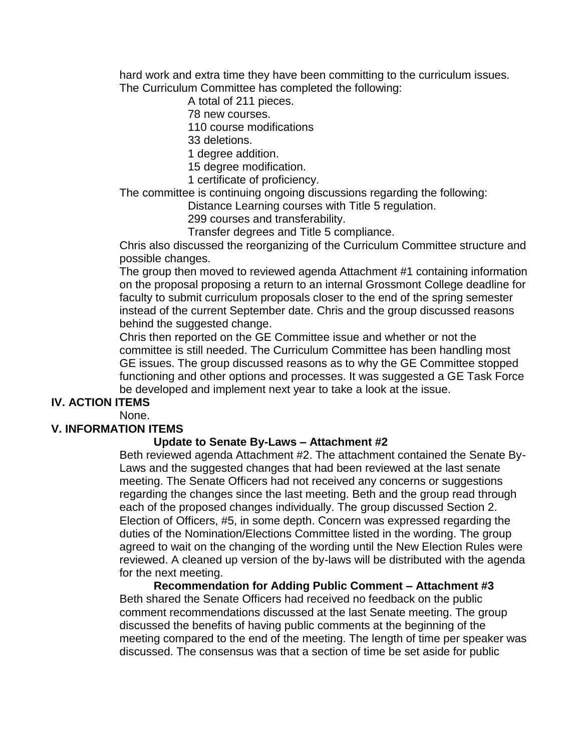hard work and extra time they have been committing to the curriculum issues. The Curriculum Committee has completed the following:

- A total of 211 pieces.
- 78 new courses.
- 110 course modifications
- 33 deletions.
- 1 degree addition.
- 15 degree modification.
- 1 certificate of proficiency.

The committee is continuing ongoing discussions regarding the following:

- Distance Learning courses with Title 5 regulation.
- 299 courses and transferability.
- Transfer degrees and Title 5 compliance.

Chris also discussed the reorganizing of the Curriculum Committee structure and possible changes.

The group then moved to reviewed agenda Attachment #1 containing information on the proposal proposing a return to an internal Grossmont College deadline for faculty to submit curriculum proposals closer to the end of the spring semester instead of the current September date. Chris and the group discussed reasons behind the suggested change.

Chris then reported on the GE Committee issue and whether or not the committee is still needed. The Curriculum Committee has been handling most GE issues. The group discussed reasons as to why the GE Committee stopped functioning and other options and processes. It was suggested a GE Task Force be developed and implement next year to take a look at the issue.

## IV. ACTION ITEMS

None.

## V. INFORMATION ITEMS

**Update to Senate By-Laws – Attachment #2**

Beth reviewed agenda Attachment #2. The attachment contained the Senate By-Laws and the suggested changes that had been reviewed at the last senate meeting. The Senate Officers had not received any concerns or suggestions regarding the changes since the last meeting. Beth and the group read through each of the proposed changes individually. The group discussed Section 2. Election of Officers, #5, in some depth. Concern was expressed regarding the duties of the Nomination/Elections Committee listed in the wording. The group agreed to wait on the changing of the wording until the New Election Rules were reviewed. A cleaned up version of the by-laws will be distributed with the agenda for the next meeting.

**Recommendation for Adding Public Comment – Attachment #3**

Beth shared the Senate Officers had received no feedback on the public comment recommendations discussed at the last Senate meeting. The group discussed the benefits of having public comments at the beginning of the meeting compared to the end of the meeting. The length of time per speaker was discussed. The consensus was that a section of time be set aside for public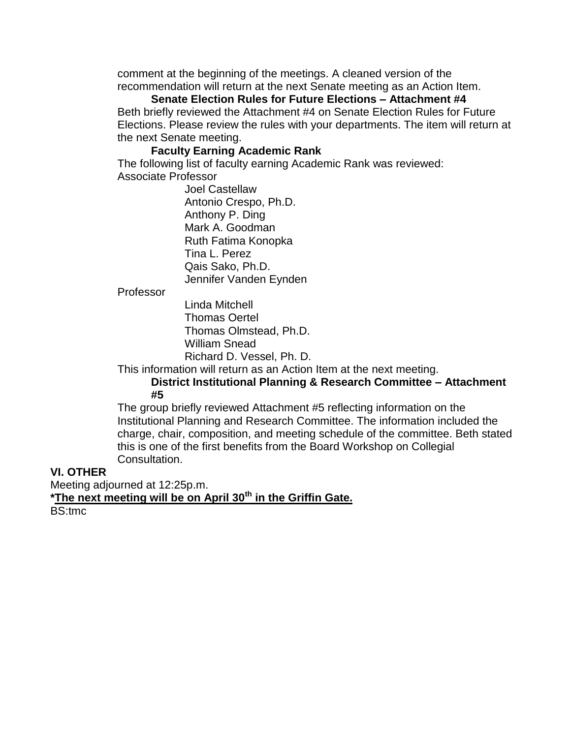comment at the beginning of the meetings. A cleaned version of the recommendation will return at the next Senate meeting as an Action Item.

**Senate Election Rules for Future Elections – Attachment #4**

Beth briefly reviewed the Attachment #4 on Senate Election Rules for Future Elections. Please review the rules with your departments. The item will return at the next Senate meeting.

**Faculty Earning Academic Rank**

The following list of faculty earning Academic Rank was reviewed:

Associate Professor

- Joel Castellaw
- Antonio Crespo, Ph.D.
- Anthony P. Ding
- Mark A. Goodman
- Ruth Fatima Konopka
- Tina L. Perez
- Qais Sako, Ph.D.
- Jennifer Vanden Eynden

Professor

- Linda Mitchell
- Thomas Oertel
- Thomas Olmstead, Ph.D.
- William Snead
- Richard D. Vessel, Ph. D.

This information will return as an Action Item at the next meeting.

**District Institutional Planning & Research Committee – Attachment #5**

The group briefly reviewed Attachment #5 reflecting information on the Institutional Planning and Research Committee. The information included the charge, chair, composition, and meeting schedule of the committee. Beth stated this is one of the first benefits from the Board Workshop on Collegial Consultation.

**VI. OTHER**

Meeting adjourned at 12:25p.m.

**\*<u>The next meeting will be on April 30th in the Griffin Gate.</u>**

BS:tmc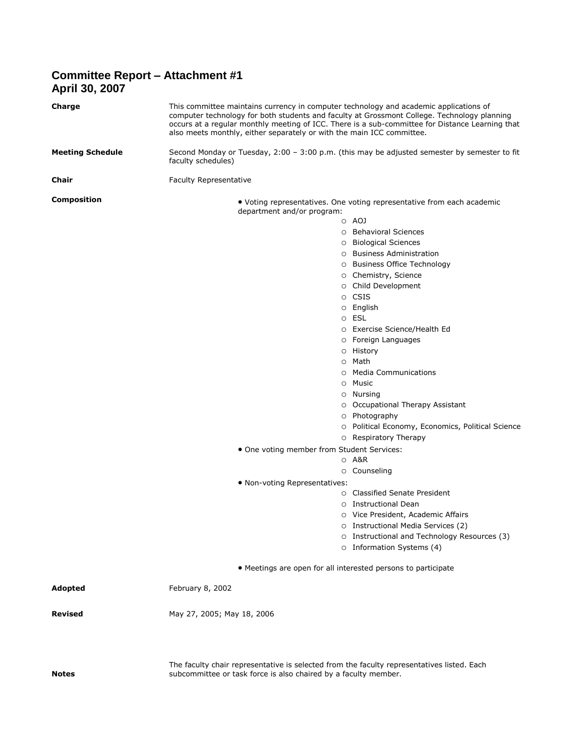# Committee Report – Attachment #1
## April 30, 2007

**Charge**

This committee maintains currency in computer technology and academic applications of computer technology for both students and faculty at Grossmont College. Technology planning occurs at a regular monthly meeting of ICC. There is a sub-committee for Distance Learning that also meets monthly, either separately or with the main ICC committee.

**Meeting Schedule**

Second Monday or Tuesday, 2:00 – 3:00 p.m. (this may be adjusted semester by semester to fit faculty schedules)

**Chair**

Faculty Representative

**Composition**

- Voting representatives. One voting representative from each academic department and/or program:
  - AOJ
  - Behavioral Sciences
  - Biological Sciences
  - Business Administration
  - Business Office Technology
  - Chemistry, Science
  - Child Development
  - CSIS
  - English
  - ESL
  - Exercise Science/Health Ed
  - Foreign Languages
  - History
  - Math
  - Media Communications
  - Music
  - Nursing
  - Occupational Therapy Assistant
  - Photography
  - Political Economy, Economics, Political Science
  - Respiratory Therapy
- One voting member from Student Services:
  - A&R
  - Counseling
- Non-voting Representatives:
  - Classified Senate President
  - Instructional Dean
  - Vice President, Academic Affairs
  - Instructional Media Services (2)
  - Instructional and Technology Resources (3)
  - Information Systems (4)
- Meetings are open for all interested persons to participate

**Adopted**

February 8, 2002

**Revised**

May 27, 2005; May 18, 2006

**Notes**

The faculty chair representative is selected from the faculty representatives listed. Each subcommittee or task force is also chaired by a faculty member.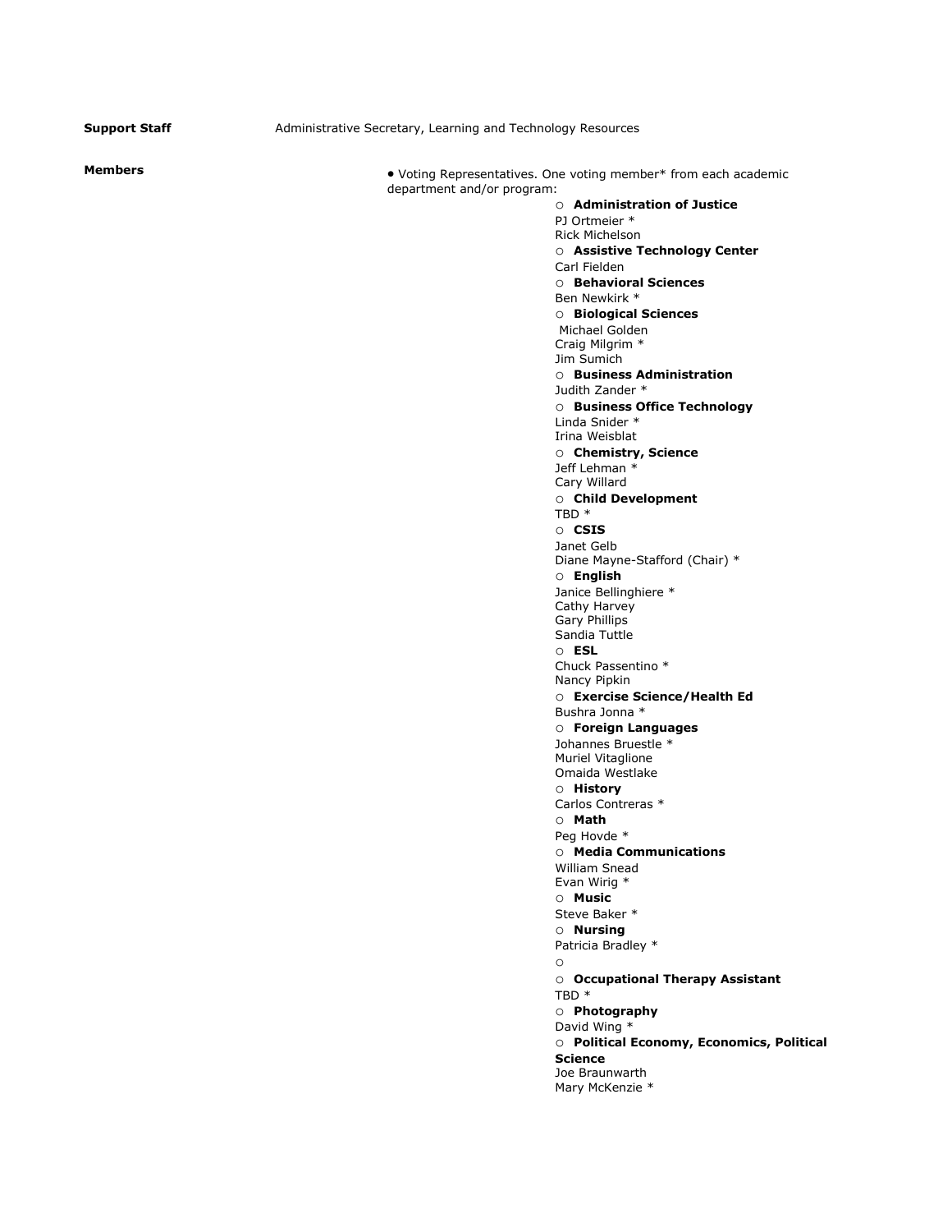**Support Staff** Administrative Secretary, Learning and Technology Resources

**Members**

- Voting Representatives. One voting member* from each academic department and/or program:
  - **Administration of Justice**
    PJ Ortmeier *
    Rick Michelson
  - **Assistive Technology Center**
    Carl Fielden
  - **Behavioral Sciences**
    Ben Newkirk *
  - **Biological Sciences**
    Michael Golden
    Craig Milgrim *
    Jim Sumich
  - **Business Administration**
    Judith Zander *
  - **Business Office Technology**
    Linda Snider *
    Irina Weisblat
  - **Chemistry, Science**
    Jeff Lehman *
    Cary Willard
  - **Child Development**
    TBD *
  - **CSIS**
    Janet Gelb
    Diane Mayne-Stafford (Chair) *
  - **English**
    Janice Bellinghiere *
    Cathy Harvey
    Gary Phillips
    Sandia Tuttle
  - **ESL**
    Chuck Passentino *
    Nancy Pipkin
  - **Exercise Science/Health Ed**
    Bushra Jonna *
  - **Foreign Languages**
    Johannes Bruestle *
    Muriel Vitaglione
    Omaida Westlake
  - **History**
    Carlos Contreras *
  - **Math**
    Peg Hovde *
  - **Media Communications**
    William Snead
    Evan Wirig *
  - **Music**
    Steve Baker *
  - **Nursing**
    Patricia Bradley *
  - 
  - **Occupational Therapy Assistant**
    TBD *
  - **Photography**
    David Wing *
  - **Political Economy, Economics, Political Science**
    Joe Braunwarth
    Mary McKenzie *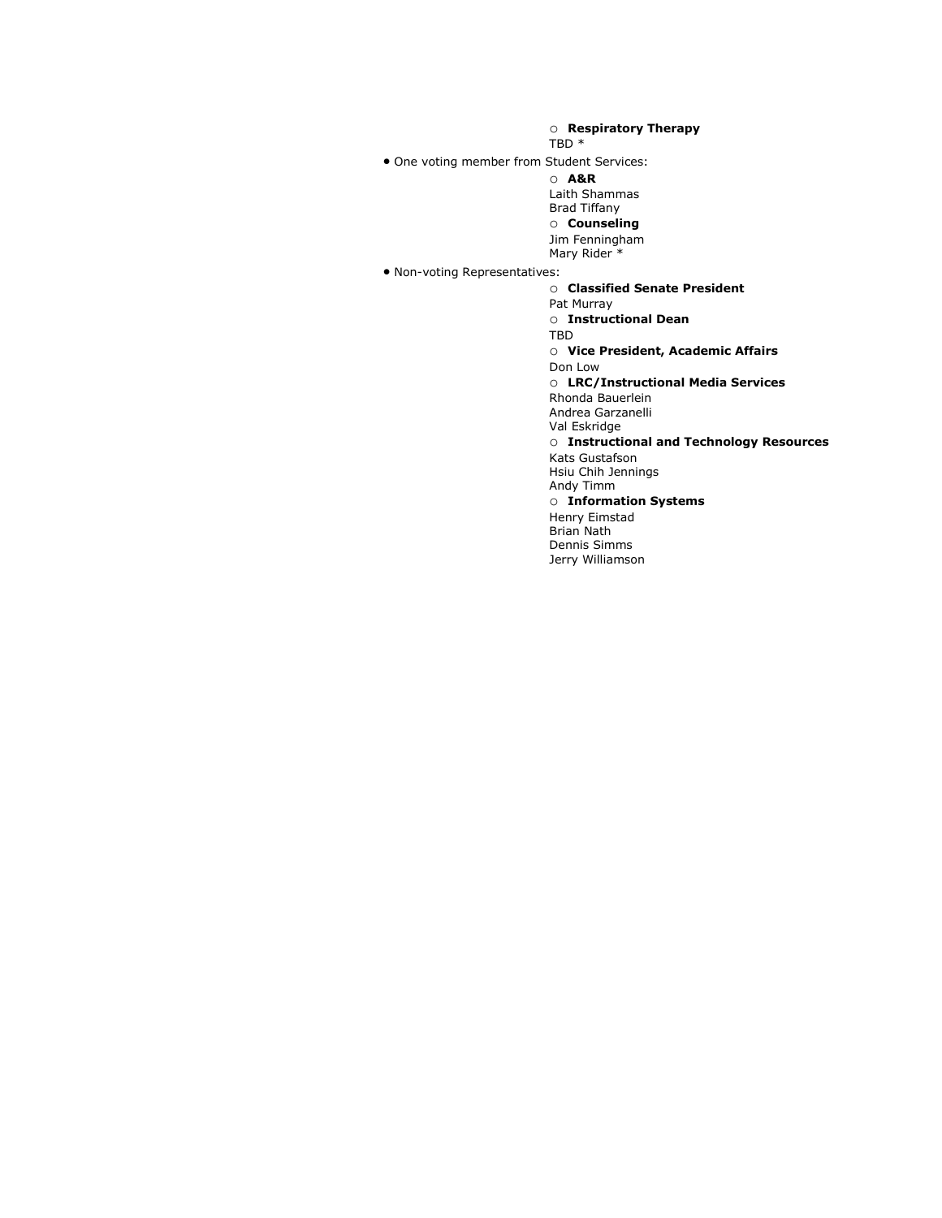- **Respiratory Therapy**
    TBD *
- One voting member from Student Services:
  - **A&R**
    Laith Shammas
    Brad Tiffany
  - **Counseling**
    Jim Fenningham
    Mary Rider *
- Non-voting Representatives:
  - **Classified Senate President**
    Pat Murray
  - **Instructional Dean**
    TBD
  - **Vice President, Academic Affairs**
    Don Low
  - **LRC/Instructional Media Services**
    Rhonda Bauerlein
    Andrea Garzanelli
    Val Eskridge
  - **Instructional and Technology Resources**
    Kats Gustafson
    Hsiu Chih Jennings
    Andy Timm
  - **Information Systems**
    Henry Eimstad
    Brian Nath
    Dennis Simms
    Jerry Williamson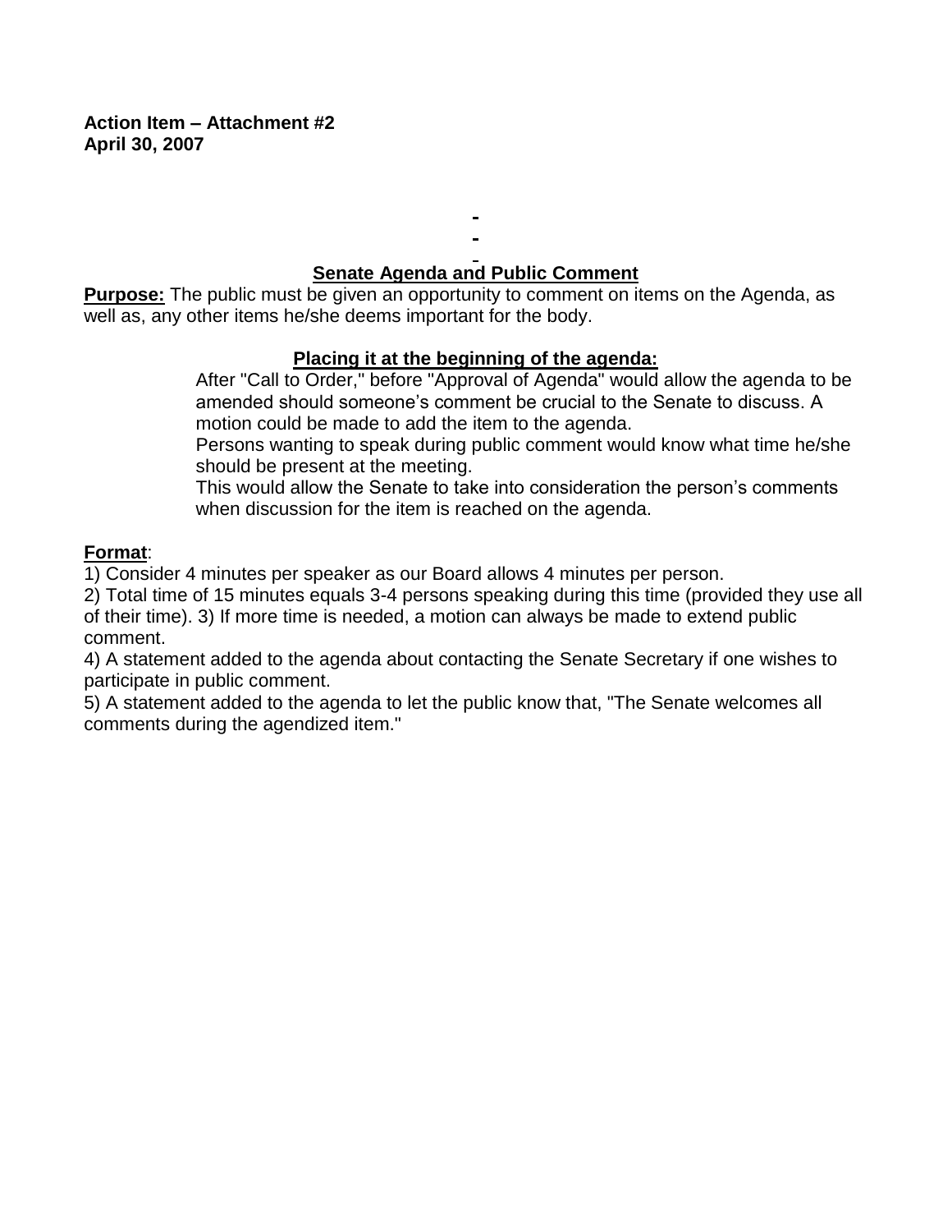**Action Item – Attachment #2**
**April 30, 2007**

## Senate Agenda and Public Comment

**Purpose:** The public must be given an opportunity to comment on items on the Agenda, as well as, any other items he/she deems important for the body.

### Placing it at the beginning of the agenda:

After "Call to Order," before "Approval of Agenda" would allow the agenda to be amended should someone's comment be crucial to the Senate to discuss. A motion could be made to add the item to the agenda.

Persons wanting to speak during public comment would know what time he/she should be present at the meeting.

This would allow the Senate to take into consideration the person's comments when discussion for the item is reached on the agenda.

**Format**:

1) Consider 4 minutes per speaker as our Board allows 4 minutes per person.
2) Total time of 15 minutes equals 3-4 persons speaking during this time (provided they use all of their time). 3) If more time is needed, a motion can always be made to extend public comment.
4) A statement added to the agenda about contacting the Senate Secretary if one wishes to participate in public comment.
5) A statement added to the agenda to let the public know that, "The Senate welcomes all comments during the agendized item."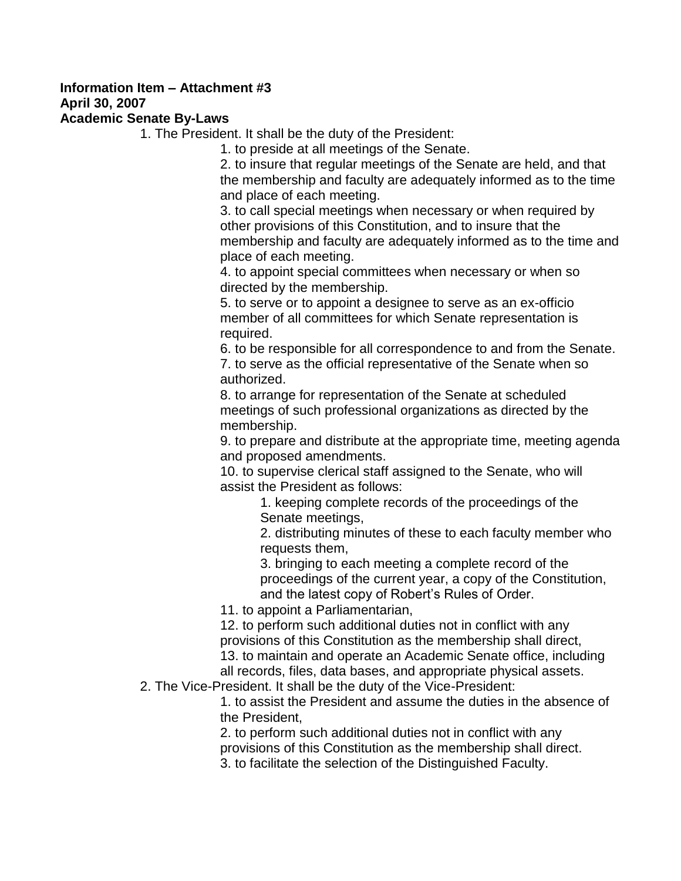**Information Item – Attachment #3**
**April 30, 2007**
**Academic Senate By-Laws**

1. The President. It shall be the duty of the President:
    1. to preside at all meetings of the Senate.
    2. to insure that regular meetings of the Senate are held, and that the membership and faculty are adequately informed as to the time and place of each meeting.
    3. to call special meetings when necessary or when required by other provisions of this Constitution, and to insure that the membership and faculty are adequately informed as to the time and place of each meeting.
    4. to appoint special committees when necessary or when so directed by the membership.
    5. to serve or to appoint a designee to serve as an ex-officio member of all committees for which Senate representation is required.
    6. to be responsible for all correspondence to and from the Senate.
    7. to serve as the official representative of the Senate when so authorized.
    8. to arrange for representation of the Senate at scheduled meetings of such professional organizations as directed by the membership.
    9. to prepare and distribute at the appropriate time, meeting agenda and proposed amendments.
    10. to supervise clerical staff assigned to the Senate, who will assist the President as follows:
        1. keeping complete records of the proceedings of the Senate meetings,
        2. distributing minutes of these to each faculty member who requests them,
        3. bringing to each meeting a complete record of the proceedings of the current year, a copy of the Constitution, and the latest copy of Robert's Rules of Order.
    11. to appoint a Parliamentarian,
    12. to perform such additional duties not in conflict with any provisions of this Constitution as the membership shall direct,
    13. to maintain and operate an Academic Senate office, including all records, files, data bases, and appropriate physical assets.
2. The Vice-President. It shall be the duty of the Vice-President:
    1. to assist the President and assume the duties in the absence of the President,
    2. to perform such additional duties not in conflict with any provisions of this Constitution as the membership shall direct.
    3. to facilitate the selection of the Distinguished Faculty.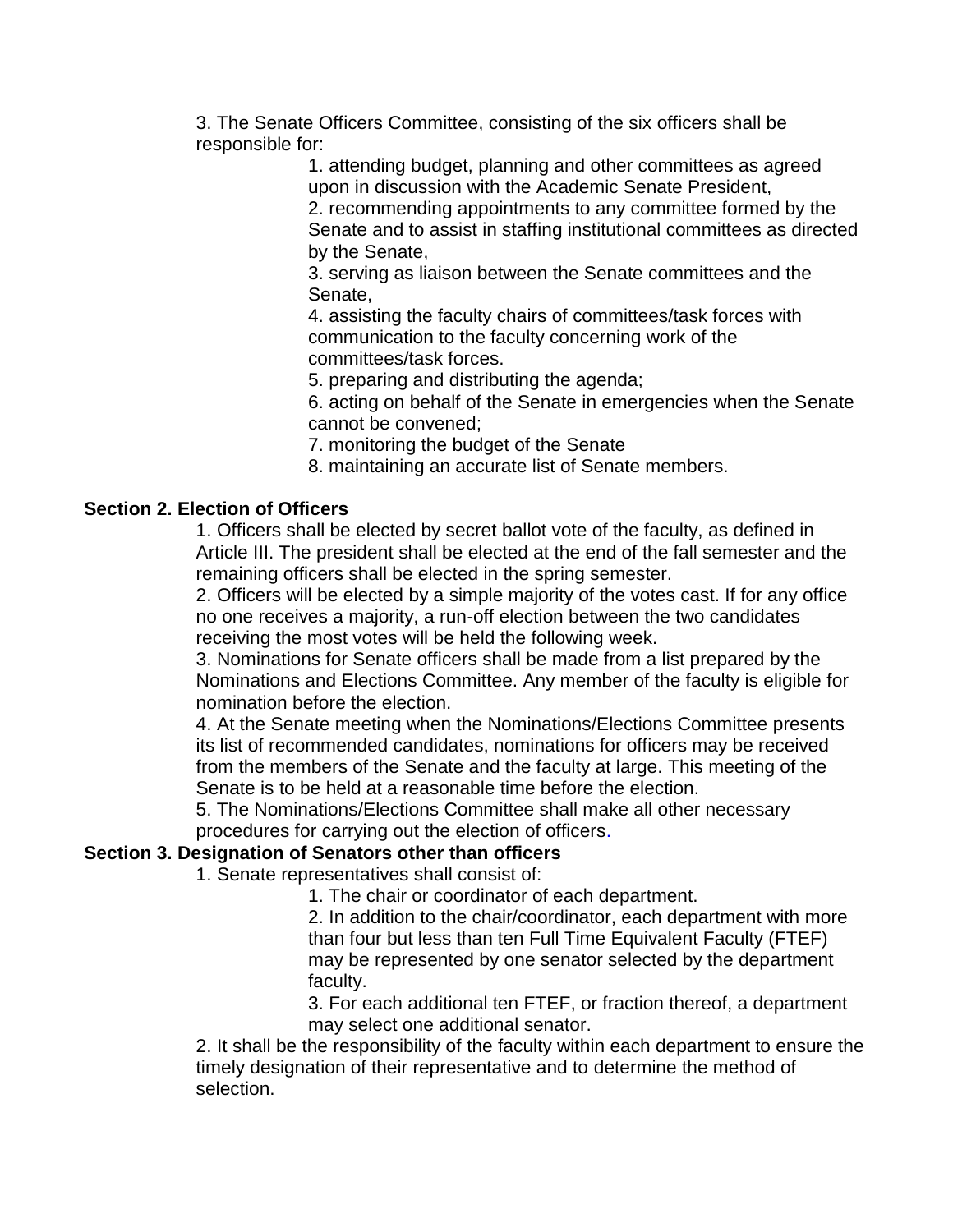3. The Senate Officers Committee, consisting of the six officers shall be responsible for:

    1. attending budget, planning and other committees as agreed upon in discussion with the Academic Senate President,
    2. recommending appointments to any committee formed by the Senate and to assist in staffing institutional committees as directed by the Senate,
    3. serving as liaison between the Senate committees and the Senate,
    4. assisting the faculty chairs of committees/task forces with communication to the faculty concerning work of the committees/task forces.
    5. preparing and distributing the agenda;
    6. acting on behalf of the Senate in emergencies when the Senate cannot be convened;
    7. monitoring the budget of the Senate
    8. maintaining an accurate list of Senate members.

**Section 2. Election of Officers**

1. Officers shall be elected by secret ballot vote of the faculty, as defined in Article III. The president shall be elected at the end of the fall semester and the remaining officers shall be elected in the spring semester.
2. Officers will be elected by a simple majority of the votes cast. If for any office no one receives a majority, a run-off election between the two candidates receiving the most votes will be held the following week.
3. Nominations for Senate officers shall be made from a list prepared by the Nominations and Elections Committee. Any member of the faculty is eligible for nomination before the election.
4. At the Senate meeting when the Nominations/Elections Committee presents its list of recommended candidates, nominations for officers may be received from the members of the Senate and the faculty at large. This meeting of the Senate is to be held at a reasonable time before the election.
5. The Nominations/Elections Committee shall make all other necessary procedures for carrying out the election of officers.

**Section 3. Designation of Senators other than officers**

1. Senate representatives shall consist of:
    1. The chair or coordinator of each department.
    2. In addition to the chair/coordinator, each department with more than four but less than ten Full Time Equivalent Faculty (FTEF) may be represented by one senator selected by the department faculty.
    3. For each additional ten FTEF, or fraction thereof, a department may select one additional senator.
2. It shall be the responsibility of the faculty within each department to ensure the timely designation of their representative and to determine the method of selection.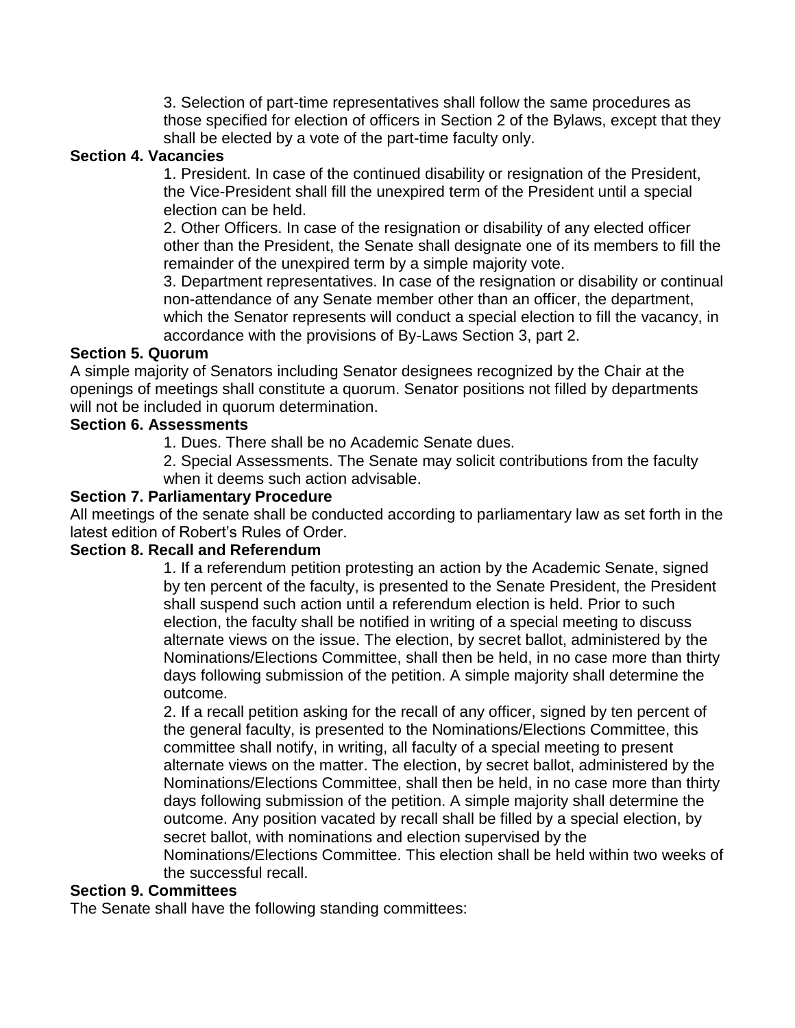3. Selection of part-time representatives shall follow the same procedures as those specified for election of officers in Section 2 of the Bylaws, except that they shall be elected by a vote of the part-time faculty only.

**Section 4. Vacancies**

1. President. In case of the continued disability or resignation of the President, the Vice-President shall fill the unexpired term of the President until a special election can be held.
2. Other Officers. In case of the resignation or disability of any elected officer other than the President, the Senate shall designate one of its members to fill the remainder of the unexpired term by a simple majority vote.
3. Department representatives. In case of the resignation or disability or continual non-attendance of any Senate member other than an officer, the department, which the Senator represents will conduct a special election to fill the vacancy, in accordance with the provisions of By-Laws Section 3, part 2.

**Section 5. Quorum**

A simple majority of Senators including Senator designees recognized by the Chair at the openings of meetings shall constitute a quorum. Senator positions not filled by departments will not be included in quorum determination.

**Section 6. Assessments**

1. Dues. There shall be no Academic Senate dues.
2. Special Assessments. The Senate may solicit contributions from the faculty when it deems such action advisable.

**Section 7. Parliamentary Procedure**

All meetings of the senate shall be conducted according to parliamentary law as set forth in the latest edition of Robert's Rules of Order.

**Section 8. Recall and Referendum**

1. If a referendum petition protesting an action by the Academic Senate, signed by ten percent of the faculty, is presented to the Senate President, the President shall suspend such action until a referendum election is held. Prior to such election, the faculty shall be notified in writing of a special meeting to discuss alternate views on the issue. The election, by secret ballot, administered by the Nominations/Elections Committee, shall then be held, in no case more than thirty days following submission of the petition. A simple majority shall determine the outcome.
2. If a recall petition asking for the recall of any officer, signed by ten percent of the general faculty, is presented to the Nominations/Elections Committee, this committee shall notify, in writing, all faculty of a special meeting to present alternate views on the matter. The election, by secret ballot, administered by the Nominations/Elections Committee, shall then be held, in no case more than thirty days following submission of the petition. A simple majority shall determine the outcome. Any position vacated by recall shall be filled by a special election, by secret ballot, with nominations and election supervised by the Nominations/Elections Committee. This election shall be held within two weeks of the successful recall.

**Section 9. Committees**

The Senate shall have the following standing committees: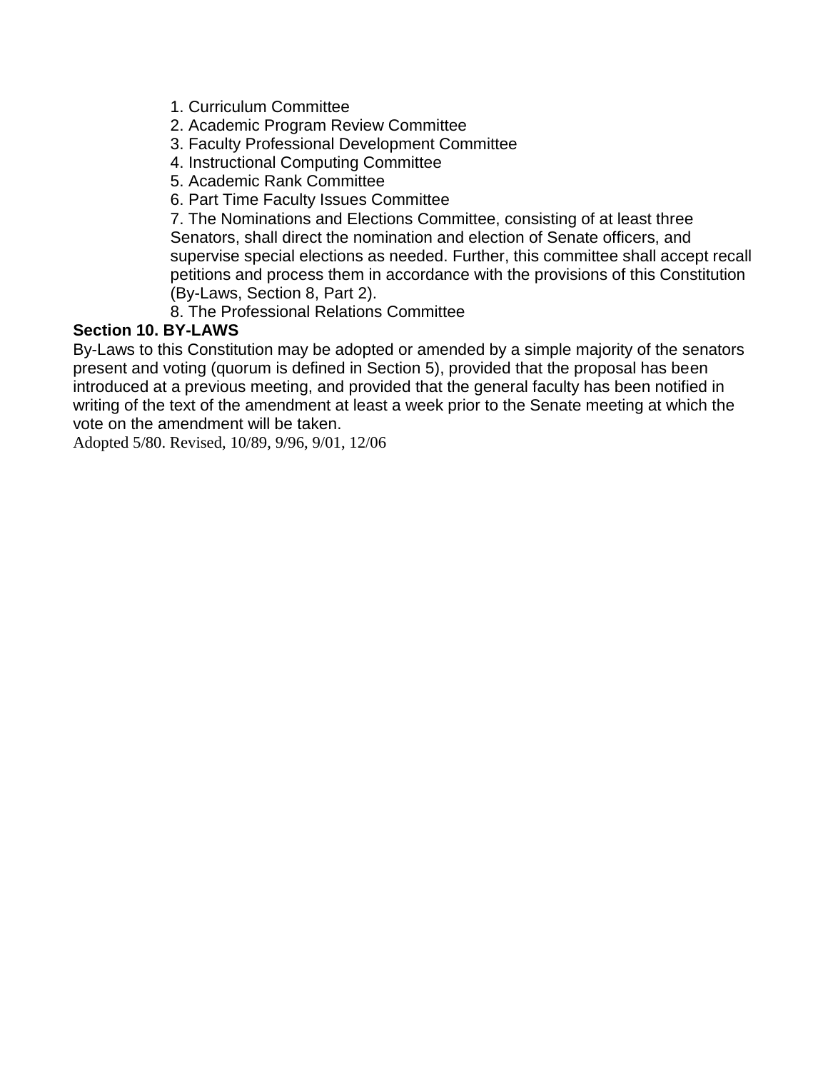1. Curriculum Committee
2. Academic Program Review Committee
3. Faculty Professional Development Committee
4. Instructional Computing Committee
5. Academic Rank Committee
6. Part Time Faculty Issues Committee
7. The Nominations and Elections Committee, consisting of at least three Senators, shall direct the nomination and election of Senate officers, and supervise special elections as needed. Further, this committee shall accept recall petitions and process them in accordance with the provisions of this Constitution (By-Laws, Section 8, Part 2).
8. The Professional Relations Committee

**Section 10. BY-LAWS**

By-Laws to this Constitution may be adopted or amended by a simple majority of the senators present and voting (quorum is defined in Section 5), provided that the proposal has been introduced at a previous meeting, and provided that the general faculty has been notified in writing of the text of the amendment at least a week prior to the Senate meeting at which the vote on the amendment will be taken.

Adopted 5/80. Revised, 10/89, 9/96, 9/01, 12/06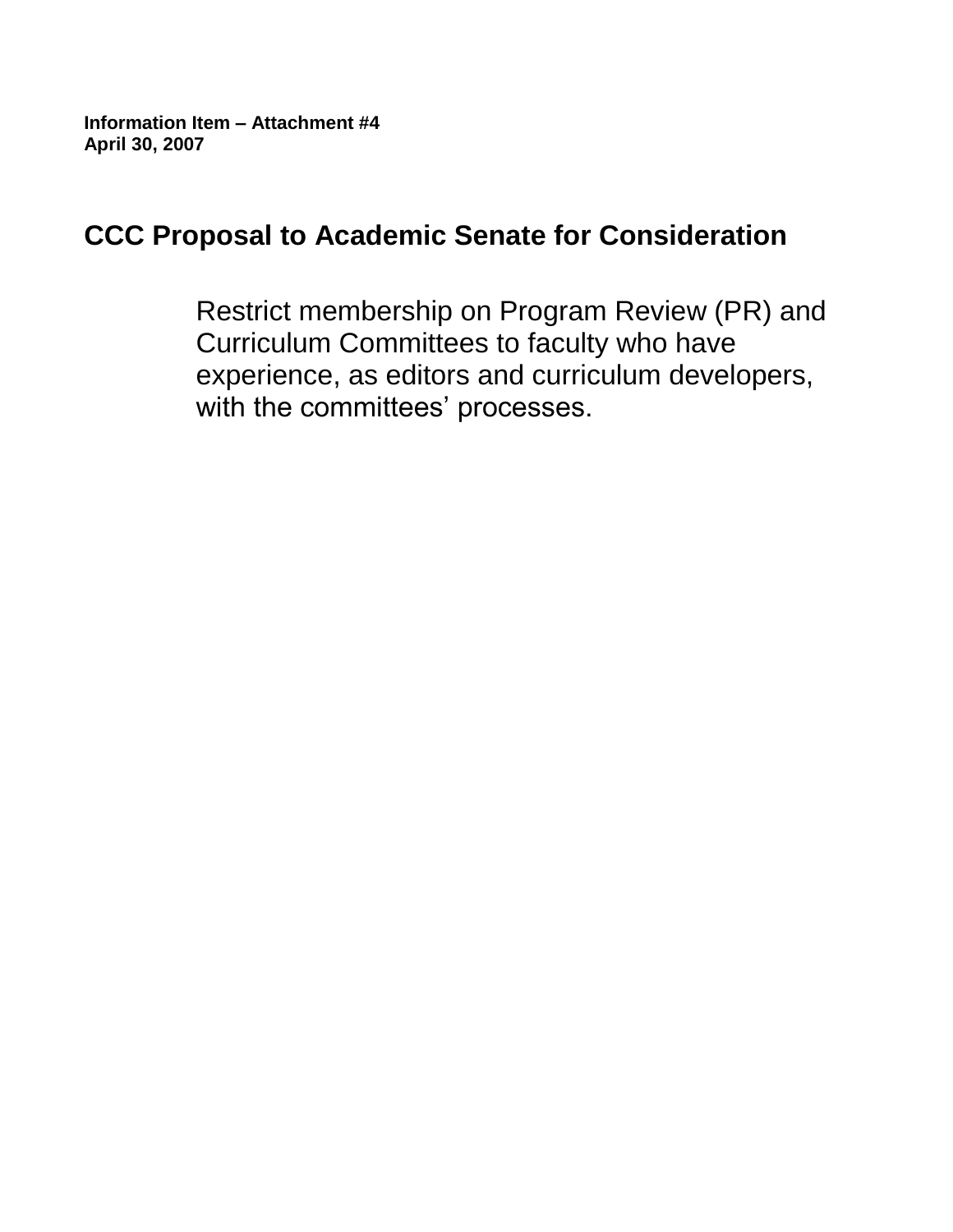**Information Item – Attachment #4**
**April 30, 2007**

## CCC Proposal to Academic Senate for Consideration

Restrict membership on Program Review (PR) and Curriculum Committees to faculty who have experience, as editors and curriculum developers, with the committees' processes.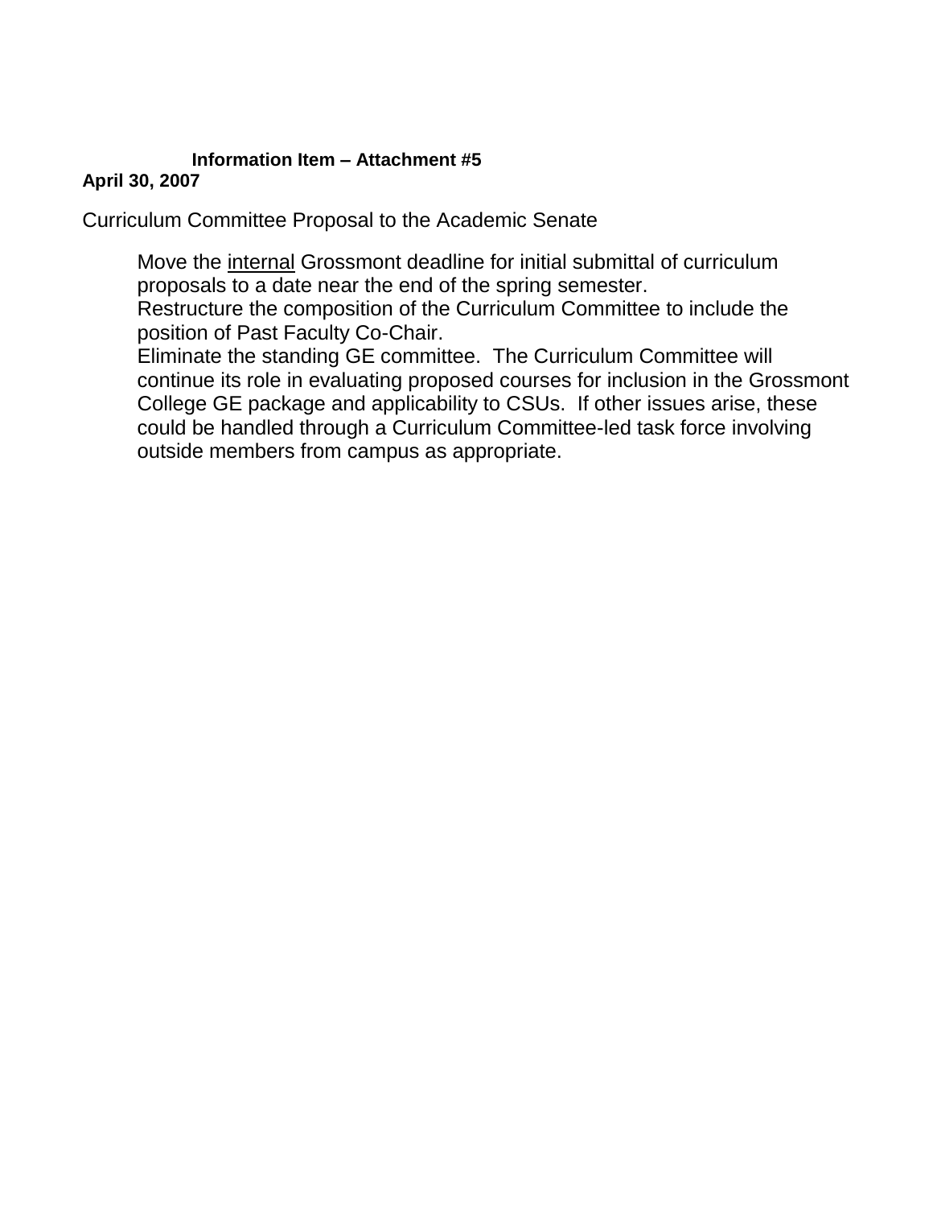**Information Item – Attachment #5**
**April 30, 2007**

Curriculum Committee Proposal to the Academic Senate

Move the <u>internal</u> Grossmont deadline for initial submittal of curriculum proposals to a date near the end of the spring semester.

Restructure the composition of the Curriculum Committee to include the position of Past Faculty Co-Chair.

Eliminate the standing GE committee. The Curriculum Committee will continue its role in evaluating proposed courses for inclusion in the Grossmont College GE package and applicability to CSUs. If other issues arise, these could be handled through a Curriculum Committee-led task force involving outside members from campus as appropriate.